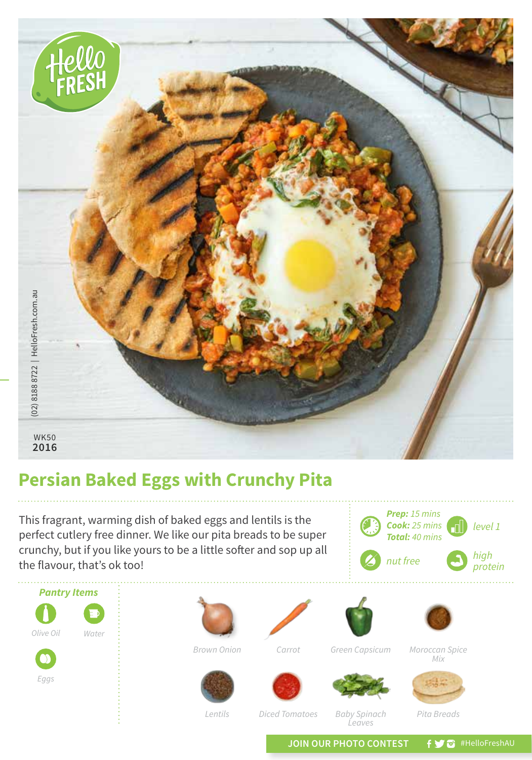Hello FRESH

(02) 8188 8722 | HelloFresh.com.au

WK50
**2016**

# Persian Baked Eggs with Crunchy Pita

This fragrant, warming dish of baked eggs and lentils is the perfect cutlery free dinner. We like our pita breads to be super crunchy, but if you like yours to be a little softer and sop up all the flavour, that's ok too!

***Prep:*** *15 mins*
***Cook:*** *25 mins*
***Total:*** *40 mins*

*level 1*

*nut free*

*high protein*

### *Pantry Items*

- *Olive Oil*
- *Water*
- *Eggs*

*Brown Onion*
*Carrot*
*Green Capsicum*
*Moroccan Spice Mix*
*Lentils*
*Diced Tomatoes*
*Baby Spinach Leaves*
*Pita Breads*

**JOIN OUR PHOTO CONTEST** #HelloFreshAU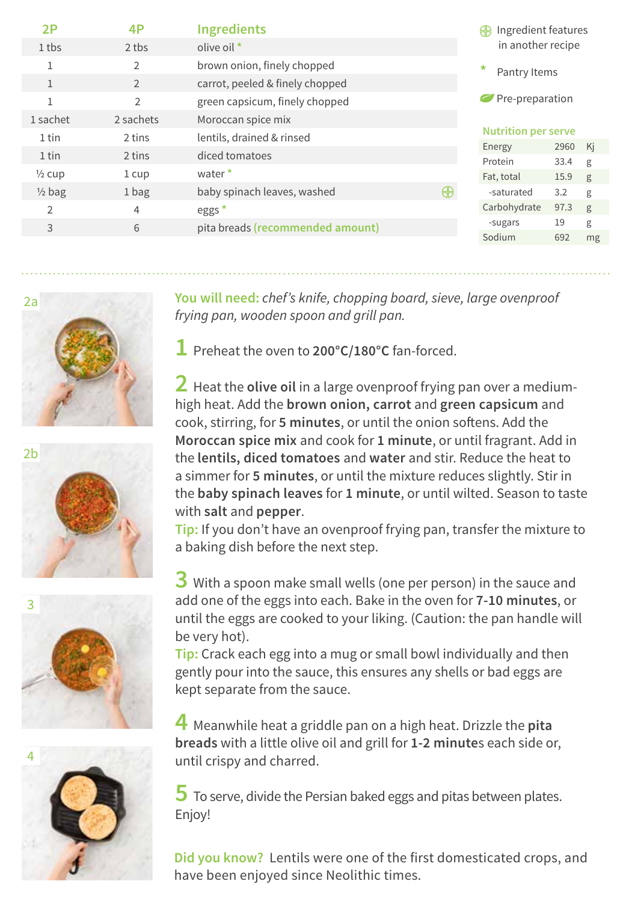| 2P | 4P | Ingredients |
|---|---|---|
| 1 tbs | 2 tbs | olive oil * |
| 1 | 2 | brown onion, finely chopped |
| 1 | 2 | carrot, peeled & finely chopped |
| 1 | 2 | green capsicum, finely chopped |
| 1 sachet | 2 sachets | Moroccan spice mix |
| 1 tin | 2 tins | lentils, drained & rinsed |
| 1 tin | 2 tins | diced tomatoes |
| ½ cup | 1 cup | water * |
| ½ bag | 1 bag | baby spinach leaves, washed |
| 2 | 4 | eggs * |
| 3 | 6 | pita breads (recommended amount) |

Ingredient features in another recipe

\* Pantry Items

Pre-preparation

**Nutrition per serve**

| | | |
|---|---|---|
| Energy | 2960 | Kj |
| Protein | 33.4 | g |
| Fat, total | 15.9 | g |
| -saturated | 3.2 | g |
| Carbohydrate | 97.3 | g |
| -sugars | 19 | g |
| Sodium | 692 | mg |

**You will need:** *chef's knife, chopping board, sieve, large ovenproof frying pan, wooden spoon and grill pan.*

**1** Preheat the oven to **200°C/180°C** fan-forced.

**2** Heat the **olive oil** in a large ovenproof frying pan over a medium-high heat. Add the **brown onion, carrot** and **green capsicum** and cook, stirring, for **5 minutes**, or until the onion softens. Add the **Moroccan spice mix** and cook for **1 minute**, or until fragrant. Add in the **lentils, diced tomatoes** and **water** and stir. Reduce the heat to a simmer for **5 minutes**, or until the mixture reduces slightly. Stir in the **baby spinach leaves** for **1 minute**, or until wilted. Season to taste with **salt** and **pepper**.
Tip: If you don't have an ovenproof frying pan, transfer the mixture to a baking dish before the next step.

**3** With a spoon make small wells (one per person) in the sauce and add one of the eggs into each. Bake in the oven for **7-10 minutes**, or until the eggs are cooked to your liking. (Caution: the pan handle will be very hot).
Tip: Crack each egg into a mug or small bowl individually and then gently pour into the sauce, this ensures any shells or bad eggs are kept separate from the sauce.

**4** Meanwhile heat a griddle pan on a high heat. Drizzle the **pita breads** with a little olive oil and grill for **1-2 minute**s each side or, until crispy and charred.

**5** To serve, divide the Persian baked eggs and pitas between plates. Enjoy!

**Did you know?** Lentils were one of the first domesticated crops, and have been enjoyed since Neolithic times.